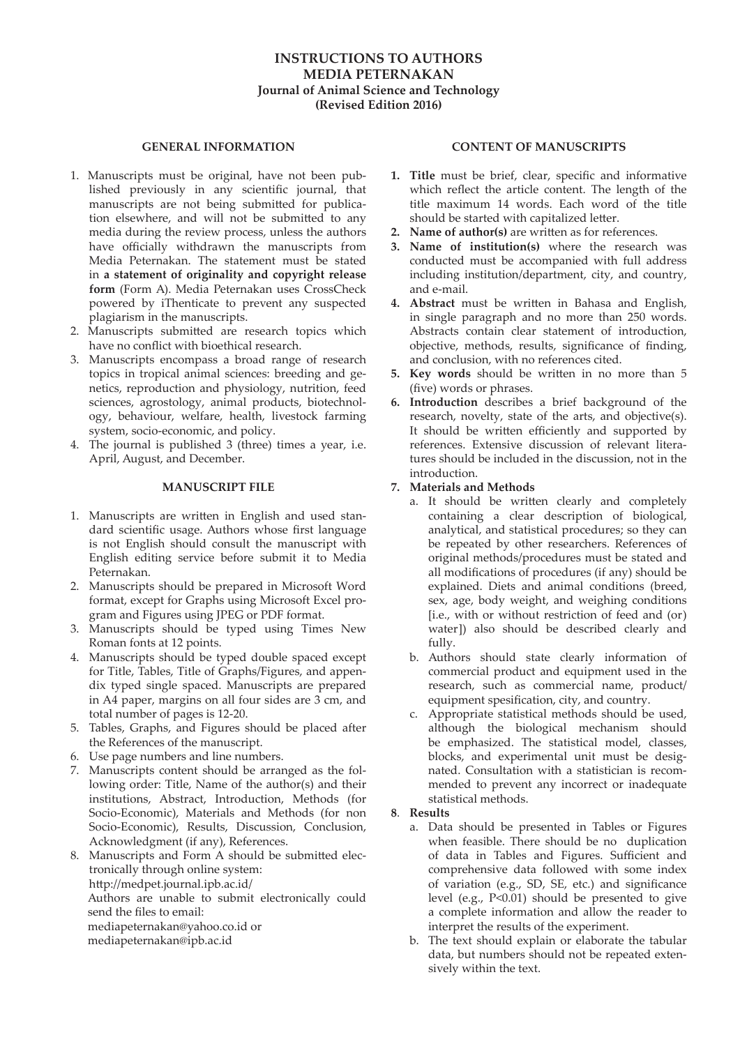# INSTRUCTIONS TO AUTHORS
# MEDIA PETERNAKAN
## Journal of Animal Science and Technology
### (Revised Edition 2016)

## GENERAL INFORMATION

1. Manuscripts must be original, have not been published previously in any scientific journal, that manuscripts are not being submitted for publication elsewhere, and will not be submitted to any media during the review process, unless the authors have officially withdrawn the manuscripts from Media Peternakan. The statement must be stated in **a statement of originality and copyright release form** (Form A). Media Peternakan uses CrossCheck powered by iThenticate to prevent any suspected plagiarism in the manuscripts.
2. Manuscripts submitted are research topics which have no conflict with bioethical research.
3. Manuscripts encompass a broad range of research topics in tropical animal sciences: breeding and genetics, reproduction and physiology, nutrition, feed sciences, agrostology, animal products, biotechnology, behaviour, welfare, health, livestock farming system, socio-economic, and policy.
4. The journal is published 3 (three) times a year, i.e. April, August, and December.

## MANUSCRIPT FILE

1. Manuscripts are written in English and used standard scientific usage. Authors whose first language is not English should consult the manuscript with English editing service before submit it to Media Peternakan.
2. Manuscripts should be prepared in Microsoft Word format, except for Graphs using Microsoft Excel program and Figures using JPEG or PDF format.
3. Manuscripts should be typed using Times New Roman fonts at 12 points.
4. Manuscripts should be typed double spaced except for Title, Tables, Title of Graphs/Figures, and appendix typed single spaced. Manuscripts are prepared in A4 paper, margins on all four sides are 3 cm, and total number of pages is 12-20.
5. Tables, Graphs, and Figures should be placed after the References of the manuscript.
6. Use page numbers and line numbers.
7. Manuscripts content should be arranged as the following order: Title, Name of the author(s) and their institutions, Abstract, Introduction, Methods (for Socio-Economic), Materials and Methods (for non Socio-Economic), Results, Discussion, Conclusion, Acknowledgment (if any), References.
8. Manuscripts and Form A should be submitted electronically through online system:
   http://medpet.journal.ipb.ac.id/
   Authors are unable to submit electronically could send the files to email:
   mediapeternakan@yahoo.co.id or
   mediapeternakan@ipb.ac.id

## CONTENT OF MANUSCRIPTS

1. **Title** must be brief, clear, specific and informative which reflect the article content. The length of the title maximum 14 words. Each word of the title should be started with capitalized letter.
2. **Name of author(s)** are written as for references.
3. **Name of institution(s)** where the research was conducted must be accompanied with full address including institution/department, city, and country, and e-mail.
4. **Abstract** must be written in Bahasa and English, in single paragraph and no more than 250 words. Abstracts contain clear statement of introduction, objective, methods, results, significance of finding, and conclusion, with no references cited.
5. **Key words** should be written in no more than 5 (five) words or phrases.
6. **Introduction** describes a brief background of the research, novelty, state of the arts, and objective(s). It should be written efficiently and supported by references. Extensive discussion of relevant literatures should be included in the discussion, not in the introduction.
7. **Materials and Methods**
   a. It should be written clearly and completely containing a clear description of biological, analytical, and statistical procedures; so they can be repeated by other researchers. References of original methods/procedures must be stated and all modifications of procedures (if any) should be explained. Diets and animal conditions (breed, sex, age, body weight, and weighing conditions [i.e., with or without restriction of feed and (or) water]) also should be described clearly and fully.
   b. Authors should state clearly information of commercial product and equipment used in the research, such as commercial name, product/equipment spesification, city, and country.
   c. Appropriate statistical methods should be used, although the biological mechanism should be emphasized. The statistical model, classes, blocks, and experimental unit must be designated. Consultation with a statistician is recommended to prevent any incorrect or inadequate statistical methods.
8. **Results**
   a. Data should be presented in Tables or Figures when feasible. There should be no duplication of data in Tables and Figures. Sufficient and comprehensive data followed with some index of variation (e.g., SD, SE, etc.) and significance level (e.g., $P<0.01$) should be presented to give a complete information and allow the reader to interpret the results of the experiment.
   b. The text should explain or elaborate the tabular data, but numbers should not be repeated extensively within the text.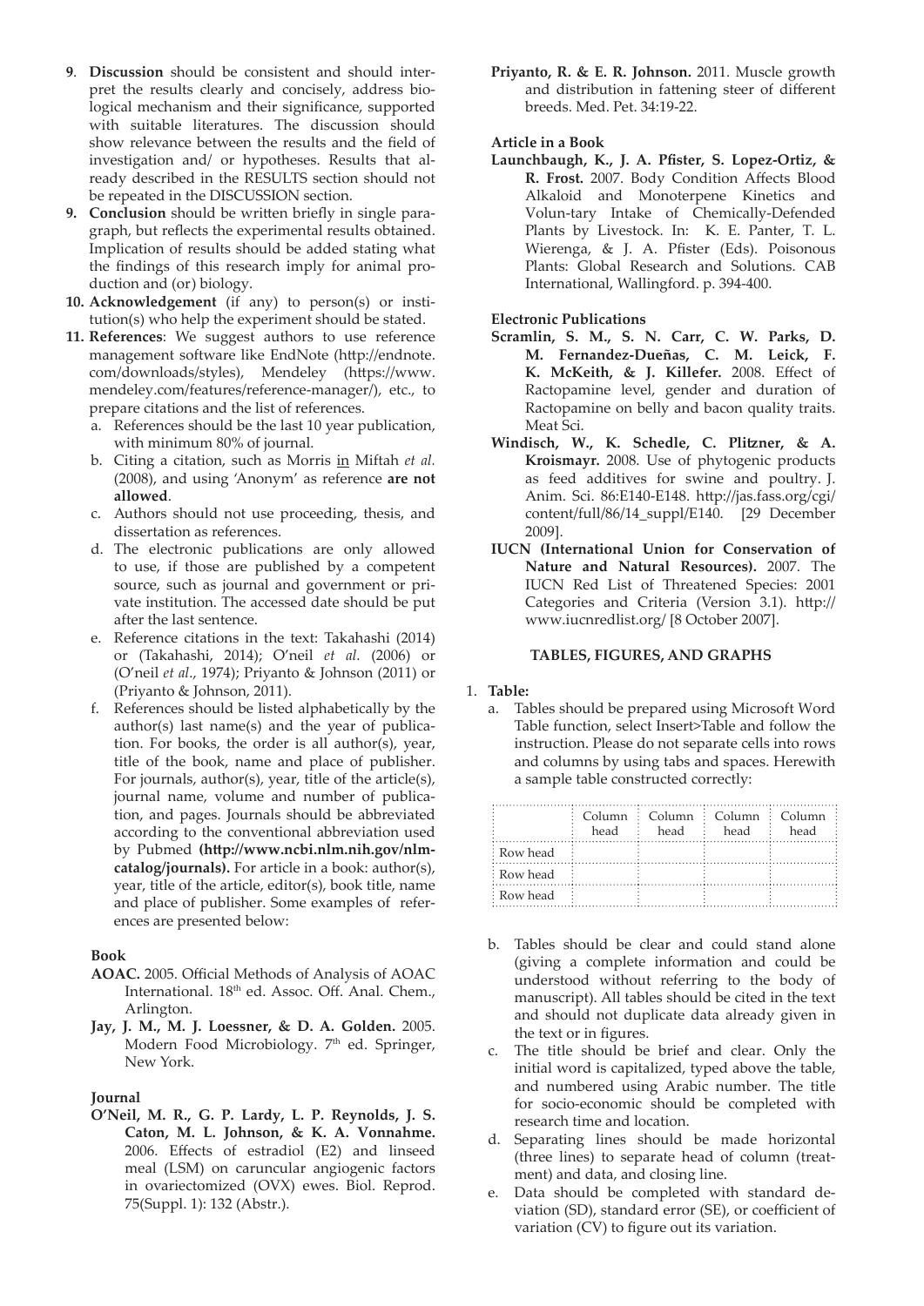9. **Discussion** should be consistent and should interpret the results clearly and concisely, address biological mechanism and their significance, supported with suitable literatures. The discussion should show relevance between the results and the field of investigation and/ or hypotheses. Results that already described in the RESULTS section should not be repeated in the DISCUSSION section.
9. **Conclusion** should be written briefly in single paragraph, but reflects the experimental results obtained. Implication of results should be added stating what the findings of this research imply for animal production and (or) biology.
10. **Acknowledgement** (if any) to person(s) or institution(s) who help the experiment should be stated.
11. **References**: We suggest authors to use reference management software like EndNote (http://endnote.com/downloads/styles), Mendeley (https://www.mendeley.com/features/reference-manager/), etc., to prepare citations and the list of references.
    a. References should be the last 10 year publication, with minimum 80% of journal.
    b. Citing a citation, such as Morris in Miftah *et al.* (2008), and using 'Anonym' as reference **are not allowed**.
    c. Authors should not use proceeding, thesis, and dissertation as references.
    d. The electronic publications are only allowed to use, if those are published by a competent source, such as journal and government or private institution. The accessed date should be put after the last sentence.
    e. Reference citations in the text: Takahashi (2014) or (Takahashi, 2014); O'neil *et al*. (2006) or (O'neil *et al*., 1974); Priyanto & Johnson (2011) or (Priyanto & Johnson, 2011).
    f. References should be listed alphabetically by the author(s) last name(s) and the year of publication. For books, the order is all author(s), year, title of the book, name and place of publisher. For journals, author(s), year, title of the article(s), journal name, volume and number of publication, and pages. Journals should be abbreviated according to the conventional abbreviation used by Pubmed **(http://www.ncbi.nlm.nih.gov/nlmcatalog/journals).** For article in a book: author(s), year, title of the article, editor(s), book title, name and place of publisher. Some examples of references are presented below:

**Book**

**AOAC.** 2005. Official Methods of Analysis of AOAC International. 18th ed. Assoc. Off. Anal. Chem., Arlington.

**Jay, J. M., M. J. Loessner, & D. A. Golden.** 2005. Modern Food Microbiology. 7th ed. Springer, New York.

**Journal**

**O'Neil, M. R., G. P. Lardy, L. P. Reynolds, J. S. Caton, M. L. Johnson, & K. A. Vonnahme.** 2006. Effects of estradiol (E2) and linseed meal (LSM) on caruncular angiogenic factors in ovariectomized (OVX) ewes. Biol. Reprod. 75(Suppl. 1): 132 (Abstr.).

**Priyanto, R. & E. R. Johnson.** 2011. Muscle growth and distribution in fattening steer of different breeds. Med. Pet. 34:19-22.

**Article in a Book**

**Launchbaugh, K., J. A. Pfister, S. Lopez-Ortiz, & R. Frost.** 2007. Body Condition Affects Blood Alkaloid and Monoterpene Kinetics and Volun-tary Intake of Chemically-Defended Plants by Livestock. In: K. E. Panter, T. L. Wierenga, & J. A. Pfister (Eds). Poisonous Plants: Global Research and Solutions. CAB International, Wallingford. p. 394-400.

**Electronic Publications**

**Scramlin, S. M., S. N. Carr, C. W. Parks, D. M. Fernandez-Dueñas, C. M. Leick, F. K. McKeith, & J. Killefer.** 2008. Effect of Ractopamine level, gender and duration of Ractopamine on belly and bacon quality traits. Meat Sci.

**Windisch, W., K. Schedle, C. Plitzner, & A. Kroismayr.** 2008. Use of phytogenic products as feed additives for swine and poultry. J. Anim. Sci. 86:E140-E148. http://jas.fass.org/cgi/content/full/86/14_suppl/E140. [29 December 2009].

**IUCN (International Union for Conservation of Nature and Natural Resources).** 2007. The IUCN Red List of Threatened Species: 2001 Categories and Criteria (Version 3.1). http://www.iucnredlist.org/ [8 October 2007].

## TABLES, FIGURES, AND GRAPHS

1. **Table:**
    a. Tables should be prepared using Microsoft Word Table function, select Insert>Table and follow the instruction. Please do not separate cells into rows and columns by using tabs and spaces. Herewith a sample table constructed correctly:

| | Column head | Column head | Column head | Column head |
|---|---|---|---|---|
| Row head | | | | |
| Row head | | | | |
| Row head | | | | |

    b. Tables should be clear and could stand alone (giving a complete information and could be understood without referring to the body of manuscript). All tables should be cited in the text and should not duplicate data already given in the text or in figures.
    c. The title should be brief and clear. Only the initial word is capitalized, typed above the table, and numbered using Arabic number. The title for socio-economic should be completed with research time and location.
    d. Separating lines should be made horizontal (three lines) to separate head of column (treatment) and data, and closing line.
    e. Data should be completed with standard deviation (SD), standard error (SE), or coefficient of variation (CV) to figure out its variation.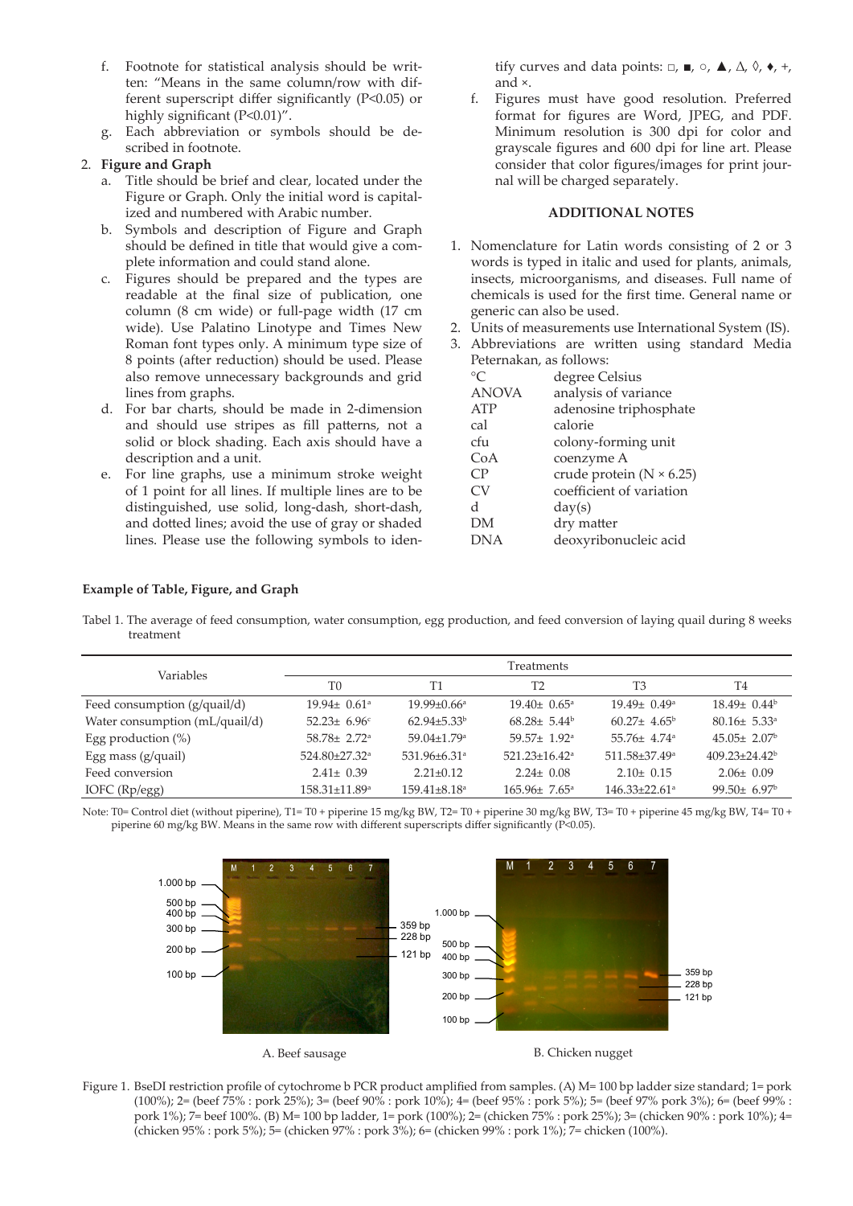f. Footnote for statistical analysis should be written: "Means in the same column/row with different superscript differ significantly (P<0.05) or highly significant (P<0.01)".

g. Each abbreviation or symbols should be described in footnote.

2. **Figure and Graph**

   a. Title should be brief and clear, located under the Figure or Graph. Only the initial word is capitalized and numbered with Arabic number.

   b. Symbols and description of Figure and Graph should be defined in title that would give a complete information and could stand alone.

   c. Figures should be prepared and the types are readable at the final size of publication, one column (8 cm wide) or full-page width (17 cm wide). Use Palatino Linotype and Times New Roman font types only. A minimum type size of 8 points (after reduction) should be used. Please also remove unnecessary backgrounds and grid lines from graphs.

   d. For bar charts, should be made in 2-dimension and should use stripes as fill patterns, not a solid or block shading. Each axis should have a description and a unit.

   e. For line graphs, use a minimum stroke weight of 1 point for all lines. If multiple lines are to be distinguished, use solid, long-dash, short-dash, and dotted lines; avoid the use of gray or shaded lines. Please use the following symbols to identify curves and data points: □, ■, ○, ▲, Δ, ◊, ♦, +, and ×.

   f. Figures must have good resolution. Preferred format for figures are Word, JPEG, and PDF. Minimum resolution is 300 dpi for color and grayscale figures and 600 dpi for line art. Please consider that color figures/images for print journal will be charged separately.

## ADDITIONAL NOTES

1. Nomenclature for Latin words consisting of 2 or 3 words is typed in italic and used for plants, animals, insects, microorganisms, and diseases. Full name of chemicals is used for the first time. General name or generic can also be used.
2. Units of measurements use International System (IS).
3. Abbreviations are written using standard Media Peternakan, as follows:

| | |
|---|---|
| °C | degree Celsius |
| ANOVA | analysis of variance |
| ATP | adenosine triphosphate |
| cal | calorie |
| cfu | colony-forming unit |
| CoA | coenzyme A |
| CP | crude protein (N × 6.25) |
| CV | coefficient of variation |
| d | day(s) |
| DM | dry matter |
| DNA | deoxyribonucleic acid |

**Example of Table, Figure, and Graph**

Tabel 1. The average of feed consumption, water consumption, egg production, and feed conversion of laying quail during 8 weeks treatment

| Variables | Treatments | | | | |
|---|---|---|---|---|---|
| | T0 | T1 | T2 | T3 | T4 |
| Feed consumption (g/quail/d) | 19.94± 0.61[a] | 19.99±0.66[a] | 19.40± 0.65[a] | 19.49± 0.49[a] | 18.49± 0.44[b] |
| Water consumption (mL/quail/d) | 52.23± 6.96[c] | 62.94±5.33[b] | 68.28± 5.44[b] | 60.27± 4.65[b] | 80.16± 5.33[a] |
| Egg production (%) | 58.78± 2.72[a] | 59.04±1.79[a] | 59.57± 1.92[a] | 55.76± 4.74[a] | 45.05± 2.07[b] |
| Egg mass (g/quail) | 524.80±27.32[a] | 531.96±6.31[a] | 521.23±16.42[a] | 511.58±37.49[a] | 409.23±24.42[b] |
| Feed conversion | 2.41± 0.39 | 2.21±0.12 | 2.24± 0.08 | 2.10± 0.15 | 2.06± 0.09 |
| IOFC (Rp/egg) | 158.31±11.89[a] | 159.41±8.18[a] | 165.96± 7.65[a] | 146.33±22.61[a] | 99.50± 6.97[b] |

Note: T0= Control diet (without piperine), T1= T0 + piperine 15 mg/kg BW, T2= T0 + piperine 30 mg/kg BW, T3= T0 + piperine 45 mg/kg BW, T4= T0 + piperine 60 mg/kg BW. Means in the same row with different superscripts differ significantly (P<0.05).

A. Beef sausage

B. Chicken nugget

Figure 1. BseDI restriction profile of cytochrome b PCR product amplified from samples. (A) M= 100 bp ladder size standard; 1= pork (100%); 2= (beef 75% : pork 25%); 3= (beef 90% : pork 10%); 4= (beef 95% : pork 5%); 5= (beef 97% pork 3%); 6= (beef 99% : pork 1%); 7= beef 100%. (B) M= 100 bp ladder, 1= pork (100%); 2= (chicken 75% : pork 25%); 3= (chicken 90% : pork 10%); 4= (chicken 95% : pork 5%); 5= (chicken 97% : pork 3%); 6= (chicken 99% : pork 1%); 7= chicken (100%).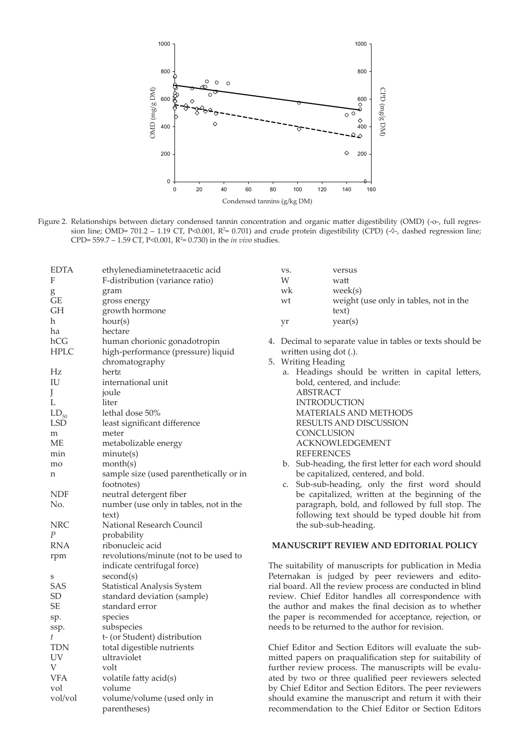Figure 2. Relationships between dietary condensed tannin concentration and organic matter digestibility (OMD) (-o-, full regression line; OMD= 701.2 – 1.19 CT, P<0.001, $R^2$= 0.701) and crude protein digestibility (CPD) (-◊-, dashed regression line; CPD= 559.7 – 1.59 CT, P<0.001, $R^2$= 0.730) in the *in vivo* studies.

| | |
|---|---|
| EDTA | ethylenediaminetetraacetic acid |
| F | F-distribution (variance ratio) |
| g | gram |
| GE | gross energy |
| GH | growth hormone |
| h | hour(s) |
| ha | hectare |
| hCG | human chorionic gonadotropin |
| HPLC | high-performance (pressure) liquid chromatography |
| Hz | hertz |
| IU | international unit |
| J | joule |
| L | liter |
| $LD_{50}$ | lethal dose 50% |
| LSD | least significant difference |
| m | meter |
| ME | metabolizable energy |
| min | minute(s) |
| mo | month(s) |
| n | sample size (used parenthetically or in footnotes) |
| NDF | neutral detergent fiber |
| No. | number (use only in tables, not in the text) |
| NRC | National Research Council |
| *P* | probability |
| RNA | ribonucleic acid |
| rpm | revolutions/minute (not to be used to indicate centrifugal force) |
| s | second(s) |
| SAS | Statistical Analysis System |
| SD | standard deviation (sample) |
| SE | standard error |
| sp. | species |
| ssp. | subspecies |
| *t* | t- (or Student) distribution |
| TDN | total digestible nutrients |
| UV | ultraviolet |
| V | volt |
| VFA | volatile fatty acid(s) |
| vol | volume |
| vol/vol | volume/volume (used only in parentheses) |
| vs. | versus |
| W | watt |
| wk | week(s) |
| wt | weight (use only in tables, not in the text) |
| yr | year(s) |

4. Decimal to separate value in tables or texts should be written using dot (.).
5. Writing Heading
   a. Headings should be written in capital letters, bold, centered, and include:
      ABSTRACT
      INTRODUCTION
      MATERIALS AND METHODS
      RESULTS AND DISCUSSION
      CONCLUSION
      ACKNOWLEDGEMENT
      REFERENCES
   b. Sub-heading, the first letter for each word should be capitalized, centered, and bold.
   c. Sub-sub-heading, only the first word should be capitalized, written at the beginning of the paragraph, bold, and followed by full stop. The following text should be typed double hit from the sub-sub-heading.

## MANUSCRIPT REVIEW AND EDITORIAL POLICY

The suitability of manuscripts for publication in Media Peternakan is judged by peer reviewers and editorial board. All the review process are conducted in blind review. Chief Editor handles all correspondence with the author and makes the final decision as to whether the paper is recommended for acceptance, rejection, or needs to be returned to the author for revision.

Chief Editor and Section Editors will evaluate the submitted papers on praqualification step for suitability of further review process. The manuscripts will be evaluated by two or three qualified peer reviewers selected by Chief Editor and Section Editors. The peer reviewers should examine the manuscript and return it with their recommendation to the Chief Editor or Section Editors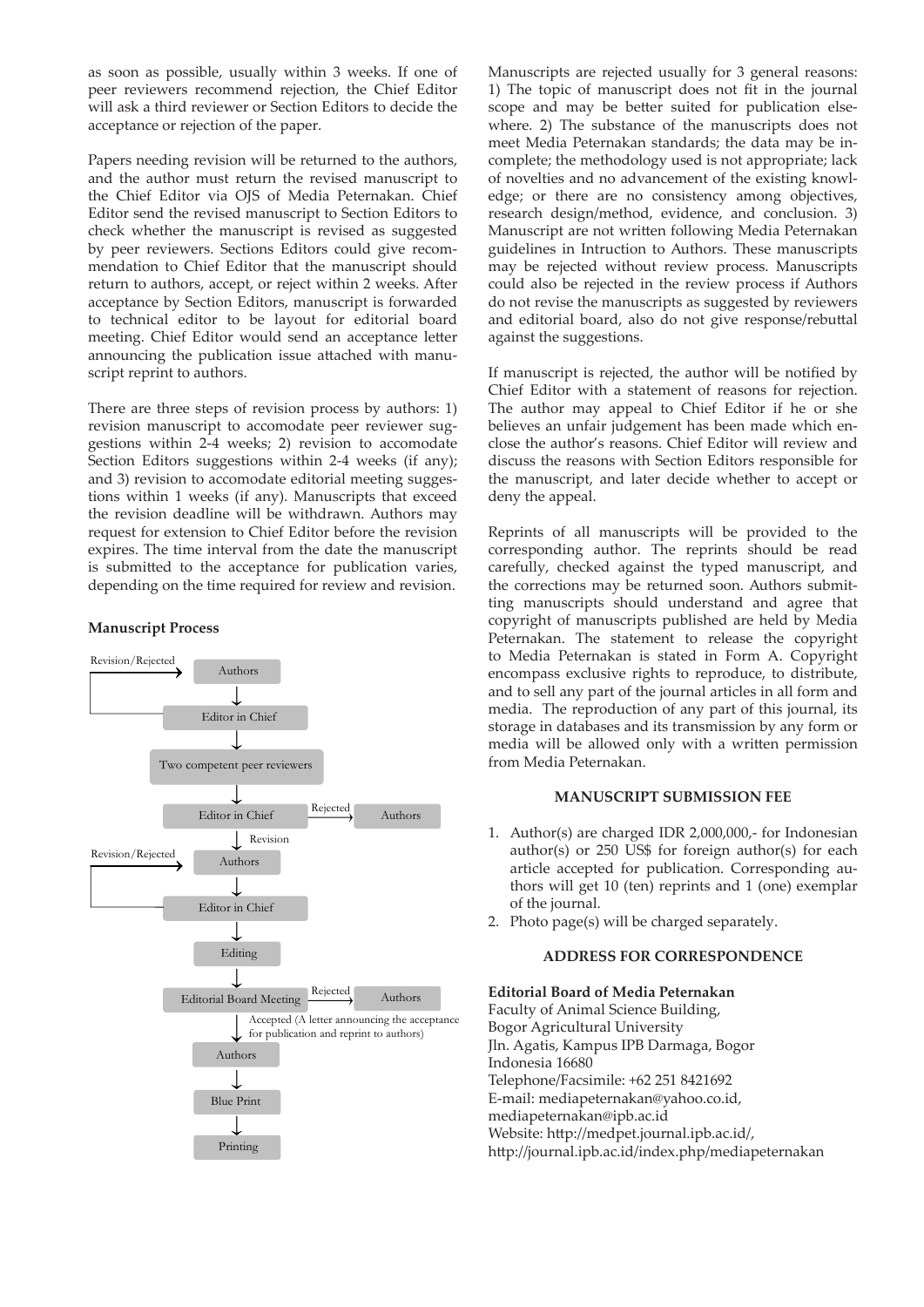as soon as possible, usually within 3 weeks. If one of peer reviewers recommend rejection, the Chief Editor will ask a third reviewer or Section Editors to decide the acceptance or rejection of the paper.

Papers needing revision will be returned to the authors, and the author must return the revised manuscript to the Chief Editor via OJS of Media Peternakan. Chief Editor send the revised manuscript to Section Editors to check whether the manuscript is revised as suggested by peer reviewers. Sections Editors could give recommendation to Chief Editor that the manuscript should return to authors, accept, or reject within 2 weeks. After acceptance by Section Editors, manuscript is forwarded to technical editor to be layout for editorial board meeting. Chief Editor would send an acceptance letter announcing the publication issue attached with manuscript reprint to authors.

There are three steps of revision process by authors: 1) revision manuscript to accomodate peer reviewer suggestions within 2-4 weeks; 2) revision to accomodate Section Editors suggestions within 2-4 weeks (if any); and 3) revision to accomodate editorial meeting suggestions within 1 weeks (if any). Manuscripts that exceed the revision deadline will be withdrawn. Authors may request for extension to Chief Editor before the revision expires. The time interval from the date the manuscript is submitted to the acceptance for publication varies, depending on the time required for review and revision.

**Manuscript Process**

```
Revision/Rejected → Authors
                      ↓
                 Editor in Chief
                      ↓
          Two competent peer reviewers
                      ↓
                 Editor in Chief  --Rejected-->  Authors
                      ↓ Revision
Revision/Rejected → Authors
                      ↓
                 Editor in Chief
                      ↓
                   Editing
                      ↓
           Editorial Board Meeting  --Rejected-->  Authors
                      ↓ Accepted (A letter announcing the acceptance
                      ↓           for publication and reprint to authors)
                   Authors
                      ↓
                  Blue Print
                      ↓
                   Printing
```

Manuscripts are rejected usually for 3 general reasons: 1) The topic of manuscript does not fit in the journal scope and may be better suited for publication elsewhere. 2) The substance of the manuscripts does not meet Media Peternakan standards; the data may be incomplete; the methodology used is not appropriate; lack of novelties and no advancement of the existing knowledge; or there are no consistency among objectives, research design/method, evidence, and conclusion. 3) Manuscript are not written following Media Peternakan guidelines in Intruction to Authors. These manuscripts may be rejected without review process. Manuscripts could also be rejected in the review process if Authors do not revise the manuscripts as suggested by reviewers and editorial board, also do not give response/rebuttal against the suggestions.

If manuscript is rejected, the author will be notified by Chief Editor with a statement of reasons for rejection. The author may appeal to Chief Editor if he or she believes an unfair judgement has been made which enclose the author's reasons. Chief Editor will review and discuss the reasons with Section Editors responsible for the manuscript, and later decide whether to accept or deny the appeal.

Reprints of all manuscripts will be provided to the corresponding author. The reprints should be read carefully, checked against the typed manuscript, and the corrections may be returned soon. Authors submitting manuscripts should understand and agree that copyright of manuscripts published are held by Media Peternakan. The statement to release the copyright to Media Peternakan is stated in Form A. Copyright encompass exclusive rights to reproduce, to distribute, and to sell any part of the journal articles in all form and media. The reproduction of any part of this journal, its storage in databases and its transmission by any form or media will be allowed only with a written permission from Media Peternakan.

## MANUSCRIPT SUBMISSION FEE

1. Author(s) are charged IDR 2,000,000,- for Indonesian author(s) or 250 US$ for foreign author(s) for each article accepted for publication. Corresponding authors will get 10 (ten) reprints and 1 (one) exemplar of the journal.
2. Photo page(s) will be charged separately.

## ADDRESS FOR CORRESPONDENCE

**Editorial Board of Media Peternakan**
Faculty of Animal Science Building,
Bogor Agricultural University
Jln. Agatis, Kampus IPB Darmaga, Bogor
Indonesia 16680
Telephone/Facsimile: +62 251 8421692
E-mail: mediapeternakan@yahoo.co.id,
mediapeternakan@ipb.ac.id
Website: http://medpet.journal.ipb.ac.id/,
http://journal.ipb.ac.id/index.php/mediapeternakan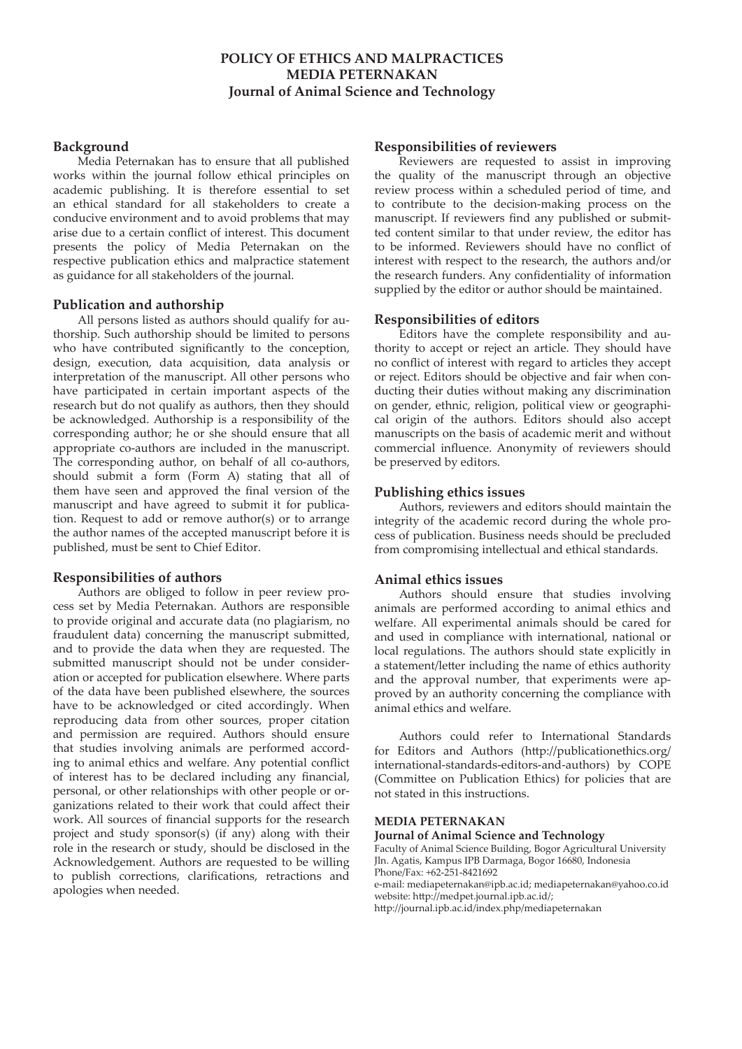# POLICY OF ETHICS AND MALPRACTICES
# MEDIA PETERNAKAN
# Journal of Animal Science and Technology

## Background

Media Peternakan has to ensure that all published works within the journal follow ethical principles on academic publishing. It is therefore essential to set an ethical standard for all stakeholders to create a conducive environment and to avoid problems that may arise due to a certain conflict of interest. This document presents the policy of Media Peternakan on the respective publication ethics and malpractice statement as guidance for all stakeholders of the journal.

## Publication and authorship

All persons listed as authors should qualify for authorship. Such authorship should be limited to persons who have contributed significantly to the conception, design, execution, data acquisition, data analysis or interpretation of the manuscript. All other persons who have participated in certain important aspects of the research but do not qualify as authors, then they should be acknowledged. Authorship is a responsibility of the corresponding author; he or she should ensure that all appropriate co-authors are included in the manuscript. The corresponding author, on behalf of all co-authors, should submit a form (Form A) stating that all of them have seen and approved the final version of the manuscript and have agreed to submit it for publication. Request to add or remove author(s) or to arrange the author names of the accepted manuscript before it is published, must be sent to Chief Editor.

## Responsibilities of authors

Authors are obliged to follow in peer review process set by Media Peternakan. Authors are responsible to provide original and accurate data (no plagiarism, no fraudulent data) concerning the manuscript submitted, and to provide the data when they are requested. The submitted manuscript should not be under consideration or accepted for publication elsewhere. Where parts of the data have been published elsewhere, the sources have to be acknowledged or cited accordingly. When reproducing data from other sources, proper citation and permission are required. Authors should ensure that studies involving animals are performed according to animal ethics and welfare. Any potential conflict of interest has to be declared including any financial, personal, or other relationships with other people or organizations related to their work that could affect their work. All sources of financial supports for the research project and study sponsor(s) (if any) along with their role in the research or study, should be disclosed in the Acknowledgement. Authors are requested to be willing to publish corrections, clarifications, retractions and apologies when needed.

## Responsibilities of reviewers

Reviewers are requested to assist in improving the quality of the manuscript through an objective review process within a scheduled period of time, and to contribute to the decision-making process on the manuscript. If reviewers find any published or submitted content similar to that under review, the editor has to be informed. Reviewers should have no conflict of interest with respect to the research, the authors and/or the research funders. Any confidentiality of information supplied by the editor or author should be maintained.

## Responsibilities of editors

Editors have the complete responsibility and authority to accept or reject an article. They should have no conflict of interest with regard to articles they accept or reject. Editors should be objective and fair when conducting their duties without making any discrimination on gender, ethnic, religion, political view or geographical origin of the authors. Editors should also accept manuscripts on the basis of academic merit and without commercial influence. Anonymity of reviewers should be preserved by editors.

## Publishing ethics issues

Authors, reviewers and editors should maintain the integrity of the academic record during the whole process of publication. Business needs should be precluded from compromising intellectual and ethical standards.

## Animal ethics issues

Authors should ensure that studies involving animals are performed according to animal ethics and welfare. All experimental animals should be cared for and used in compliance with international, national or local regulations. The authors should state explicitly in a statement/letter including the name of ethics authority and the approval number, that experiments were approved by an authority concerning the compliance with animal ethics and welfare.

Authors could refer to International Standards for Editors and Authors (http://publicationethics.org/international-standards-editors-and-authors) by COPE (Committee on Publication Ethics) for policies that are not stated in this instructions.

**MEDIA PETERNAKAN**
**Journal of Animal Science and Technology**
Faculty of Animal Science Building, Bogor Agricultural University
Jln. Agatis, Kampus IPB Darmaga, Bogor 16680, Indonesia
Phone/Fax: +62-251-8421692
e-mail: mediapeternakan@ipb.ac.id; mediapeternakan@yahoo.co.id
website: http://medpet.journal.ipb.ac.id/;
http://journal.ipb.ac.id/index.php/mediapeternakan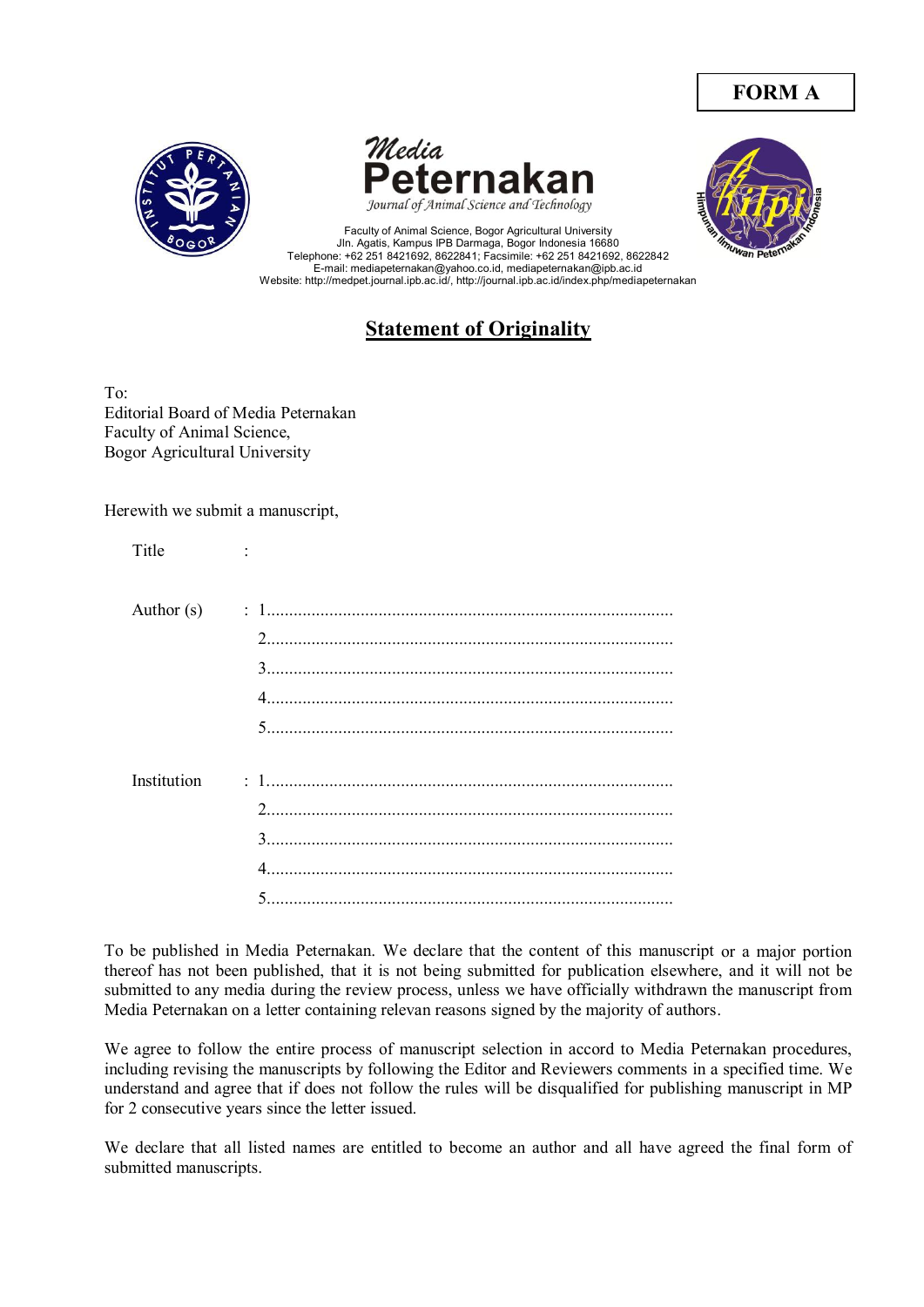**FORM A**

**Media Peternakan**

*Journal of Animal Science and Technology*

Faculty of Animal Science, Bogor Agricultural University
Jln. Agatis, Kampus IPB Darmaga, Bogor Indonesia 16680
Telephone: +62 251 8421692, 8622841; Facsimile: +62 251 8421692, 8622842
E-mail: mediapeternakan@yahoo.co.id, mediapeternakan@ipb.ac.id
Website: http://medpet.journal.ipb.ac.id/, http://journal.ipb.ac.id/index.php/mediapeternakan

# Statement of Originality

To:
Editorial Board of Media Peternakan
Faculty of Animal Science,
Bogor Agricultural University

Herewith we submit a manuscript,

Title :

Author (s) : 1...........................................................................................
2...........................................................................................
3...........................................................................................
4...........................................................................................
5...........................................................................................

Institution : 1...........................................................................................
2...........................................................................................
3...........................................................................................
4...........................................................................................
5...........................................................................................

To be published in Media Peternakan. We declare that the content of this manuscript or a major portion thereof has not been published, that it is not being submitted for publication elsewhere, and it will not be submitted to any media during the review process, unless we have officially withdrawn the manuscript from Media Peternakan on a letter containing relevan reasons signed by the majority of authors.

We agree to follow the entire process of manuscript selection in accord to Media Peternakan procedures, including revising the manuscripts by following the Editor and Reviewers comments in a specified time. We understand and agree that if does not follow the rules will be disqualified for publishing manuscript in MP for 2 consecutive years since the letter issued.

We declare that all listed names are entitled to become an author and all have agreed the final form of submitted manuscripts.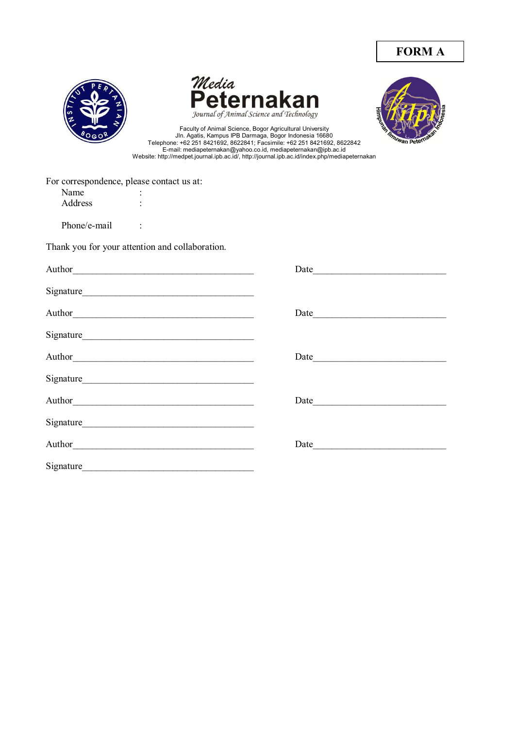**FORM A**

**Media Peternakan**

*Journal of Animal Science and Technology*

Faculty of Animal Science, Bogor Agricultural University
Jln. Agatis, Kampus IPB Darmaga, Bogor Indonesia 16680
Telephone: +62 251 8421692, 8622841; Facsimile: +62 251 8421692, 8622842
E-mail: mediapeternakan@yahoo.co.id, mediapeternakan@ipb.ac.id
Website: http://medpet.journal.ipb.ac.id/, http://journal.ipb.ac.id/index.php/mediapeternakan

For correspondence, please contact us at:

Name :
Address :

Phone/e-mail :

Thank you for your attention and collaboration.

Author_______________________________________ Date_____________________________

Signature_____________________________________

Author_______________________________________ Date_____________________________

Signature_____________________________________

Author_______________________________________ Date_____________________________

Signature_____________________________________

Author_______________________________________ Date_____________________________

Signature_____________________________________

Author_______________________________________ Date_____________________________

Signature_____________________________________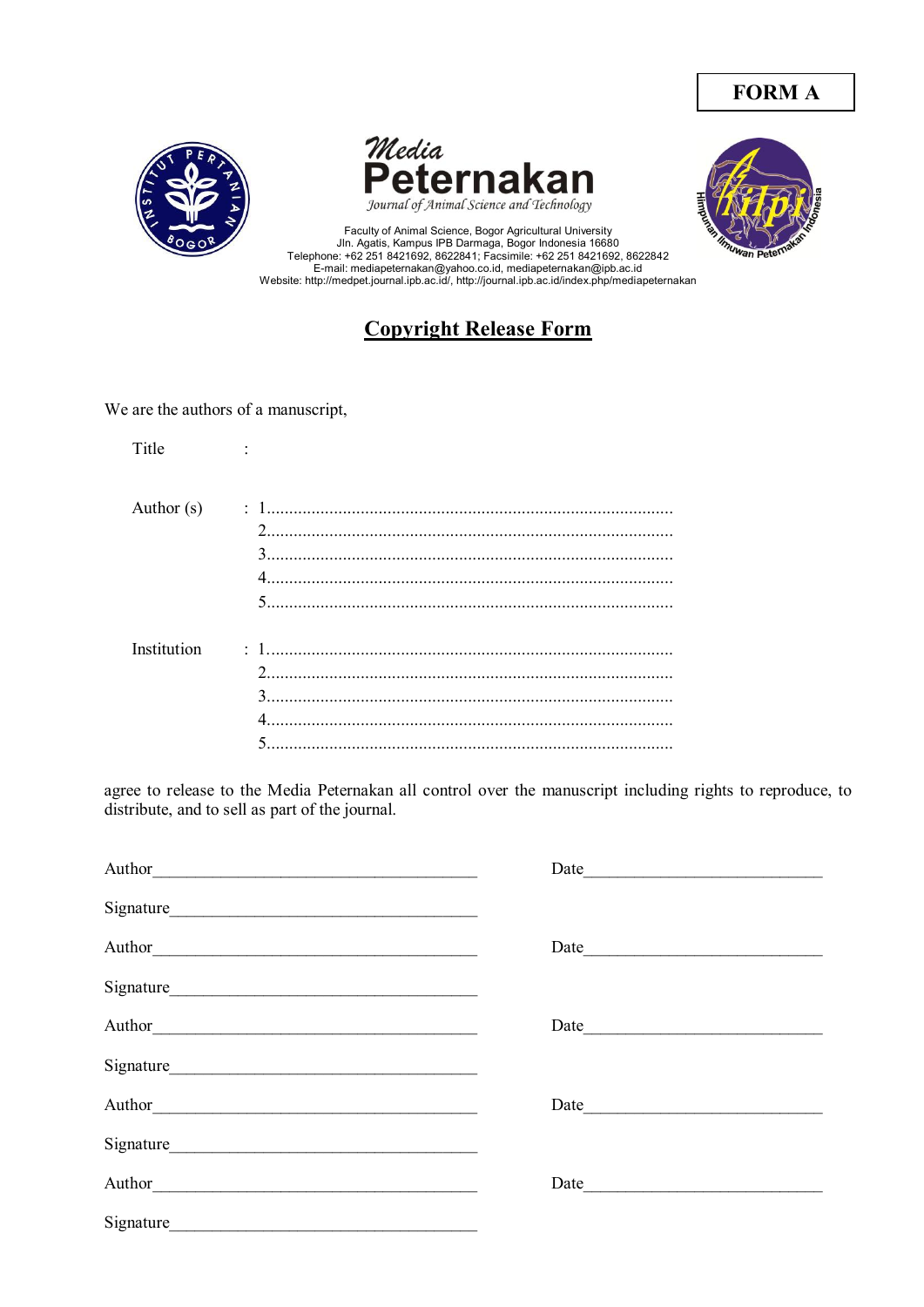**FORM A**

**Media Peternakan**

*Journal of Animal Science and Technology*

Faculty of Animal Science, Bogor Agricultural University
Jln. Agatis, Kampus IPB Darmaga, Bogor Indonesia 16680
Telephone: +62 251 8421692, 8622841; Facsimile: +62 251 8421692, 8622842
E-mail: mediapeternakan@yahoo.co.id, mediapeternakan@ipb.ac.id
Website: http://medpet.journal.ipb.ac.id/, http://journal.ipb.ac.id/index.php/mediapeternakan

# Copyright Release Form

We are the authors of a manuscript,

Title :

Author (s) : 1..........................................................................................
2..........................................................................................
3..........................................................................................
4..........................................................................................
5..........................................................................................

Institution : 1..........................................................................................
2..........................................................................................
3..........................................................................................
4..........................................................................................
5..........................................................................................

agree to release to the Media Peternakan all control over the manuscript including rights to reproduce, to distribute, and to sell as part of the journal.

Author________________________________________ Date_____________________________

Signature_____________________________________

Author________________________________________ Date_____________________________

Signature_____________________________________

Author________________________________________ Date_____________________________

Signature_____________________________________

Author________________________________________ Date_____________________________

Signature_____________________________________

Author________________________________________ Date_____________________________

Signature_____________________________________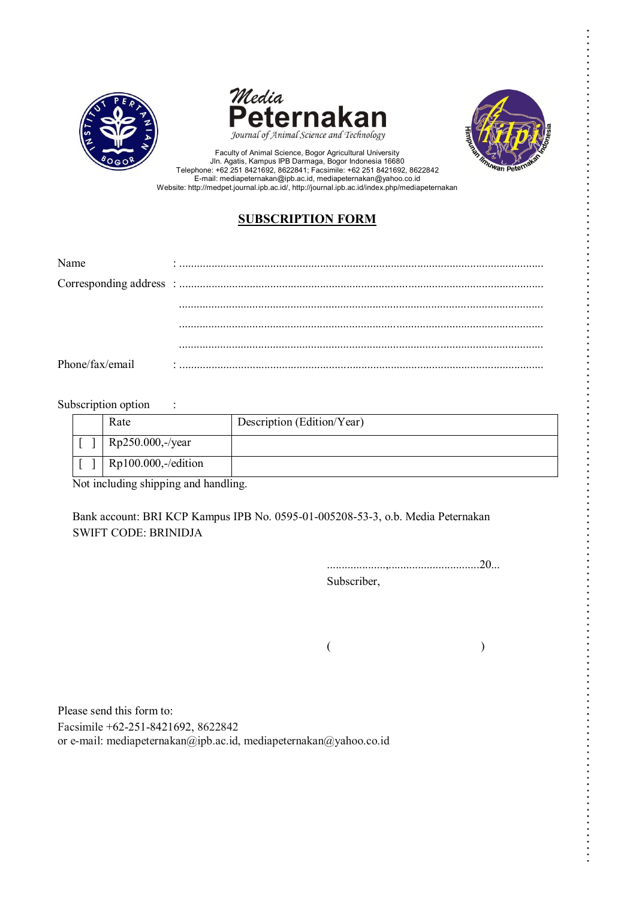# *Media* Peternakan

*Journal of Animal Science and Technology*

Faculty of Animal Science, Bogor Agricultural University
Jln. Agatis, Kampus IPB Darmaga, Bogor Indonesia 16680
Telephone: +62 251 8421692, 8622841; Facsimile: +62 251 8421692, 8622842
E-mail: mediapeternakan@ipb.ac.id, mediapeternakan@yahoo.co.id
Website: http://medpet.journal.ipb.ac.id/, http://journal.ipb.ac.id/index.php/mediapeternakan

## SUBSCRIPTION FORM

Name : ...........................................................................................................................

Corresponding address : ...........................................................................................................................

...........................................................................................................................

...........................................................................................................................

...........................................................................................................................

Phone/fax/email : ...........................................................................................................................

Subscription option :

| | Rate | Description (Edition/Year) |
|---|---|---|
| [ ] | Rp250.000,-/year | |
| [ ] | Rp100.000,-/edition | |

Not including shipping and handling.

Bank account: BRI KCP Kampus IPB No. 0595-01-005208-53-3, o.b. Media Peternakan
SWIFT CODE: BRINIDJA

....................,..............................20...
Subscriber,

( )

Please send this form to:
Facsimile +62-251-8421692, 8622842
or e-mail: mediapeternakan@ipb.ac.id, mediapeternakan@yahoo.co.id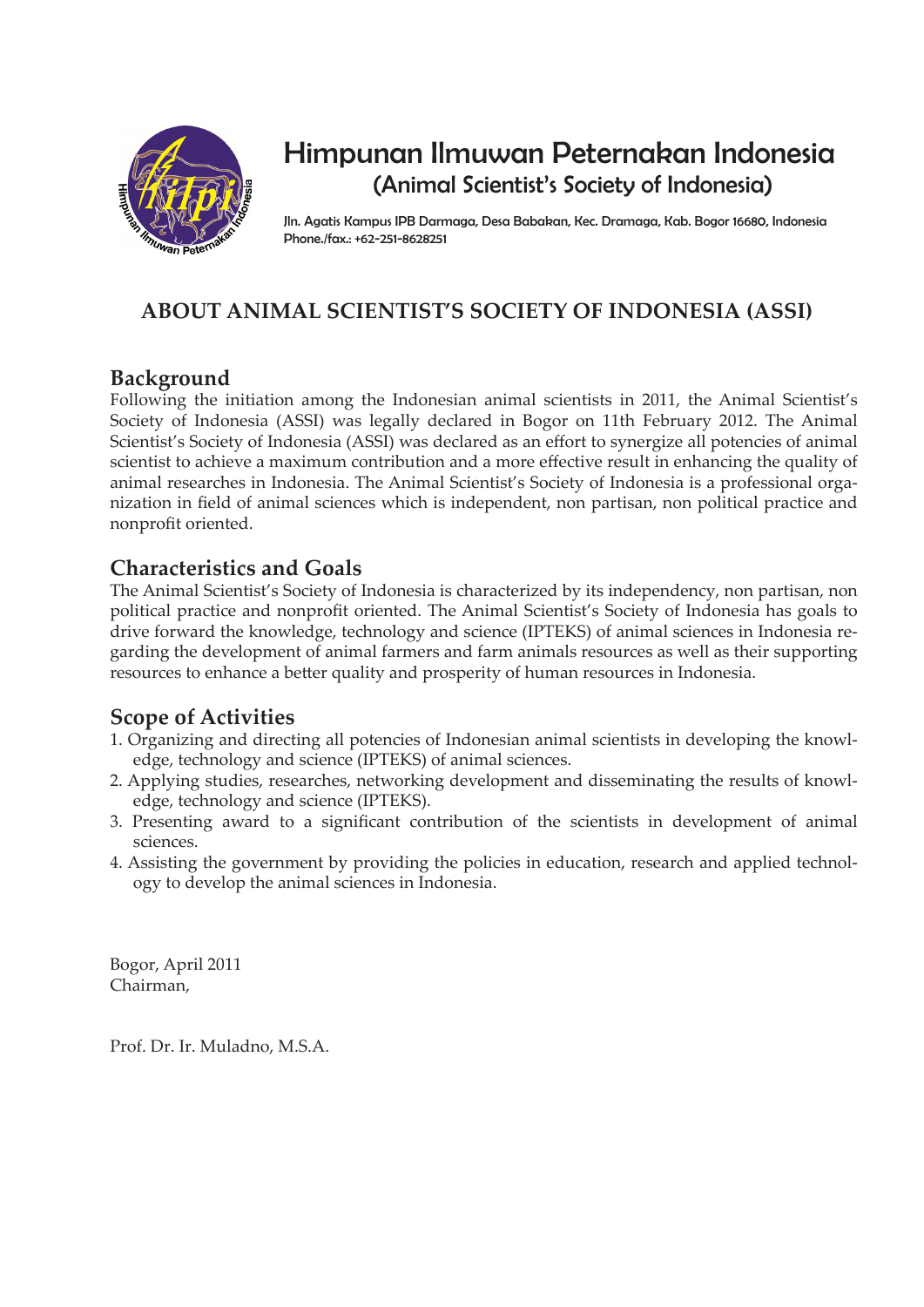# Himpunan Ilmuwan Peternakan Indonesia

## (Animal Scientist's Society of Indonesia)

Jln. Agatis Kampus IPB Darmaga, Desa Babakan, Kec. Dramaga, Kab. Bogor 16680, Indonesia
Phone./fax.: +62-251-8628251

## ABOUT ANIMAL SCIENTIST'S SOCIETY OF INDONESIA (ASSI)

### Background

Following the initiation among the Indonesian animal scientists in 2011, the Animal Scientist's Society of Indonesia (ASSI) was legally declared in Bogor on 11th February 2012. The Animal Scientist's Society of Indonesia (ASSI) was declared as an effort to synergize all potencies of animal scientist to achieve a maximum contribution and a more effective result in enhancing the quality of animal researches in Indonesia. The Animal Scientist's Society of Indonesia is a professional organization in field of animal sciences which is independent, non partisan, non political practice and nonprofit oriented.

### Characteristics and Goals

The Animal Scientist's Society of Indonesia is characterized by its independency, non partisan, non political practice and nonprofit oriented. The Animal Scientist's Society of Indonesia has goals to drive forward the knowledge, technology and science (IPTEKS) of animal sciences in Indonesia regarding the development of animal farmers and farm animals resources as well as their supporting resources to enhance a better quality and prosperity of human resources in Indonesia.

### Scope of Activities

1. Organizing and directing all potencies of Indonesian animal scientists in developing the knowledge, technology and science (IPTEKS) of animal sciences.
2. Applying studies, researches, networking development and disseminating the results of knowledge, technology and science (IPTEKS).
3. Presenting award to a significant contribution of the scientists in development of animal sciences.
4. Assisting the government by providing the policies in education, research and applied technology to develop the animal sciences in Indonesia.

Bogor, April 2011
Chairman,

Prof. Dr. Ir. Muladno, M.S.A.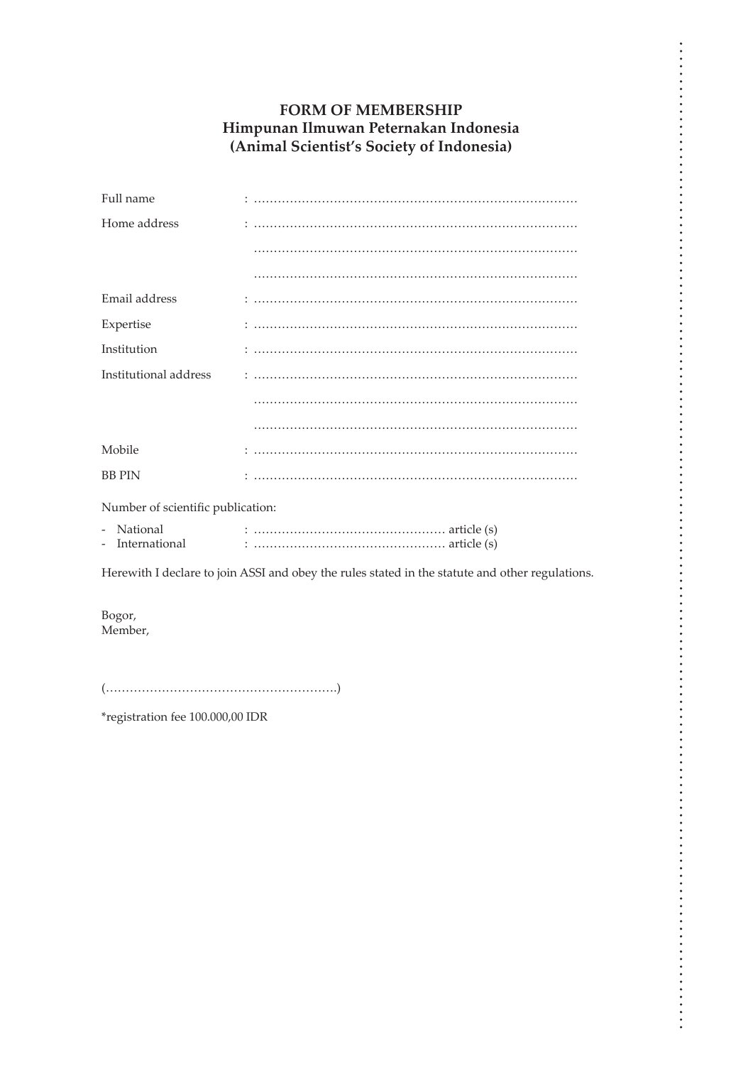# FORM OF MEMBERSHIP
## Himpunan Ilmuwan Peternakan Indonesia
## (Animal Scientist's Society of Indonesia)

| | |
|---|---|
| Full name | : ……………………………………………………………………… |
| Home address | : ……………………………………………………………………… |
| | ……………………………………………………………………… |
| | ……………………………………………………………………… |
| Email address | : ……………………………………………………………………… |
| Expertise | : ……………………………………………………………………… |
| Institution | : ……………………………………………………………………… |
| Institutional address | : ……………………………………………………………………… |
| | ……………………………………………………………………… |
| | ……………………………………………………………………… |
| Mobile | : ……………………………………………………………………… |
| BB PIN | : ……………………………………………………………………… |

Number of scientific publication:

- National : ………………………………………… article (s)
- International : ………………………………………… article (s)

Herewith I declare to join ASSI and obey the rules stated in the statute and other regulations.

Bogor,
Member,

(………………………………………………….)

*registration fee 100.000,00 IDR